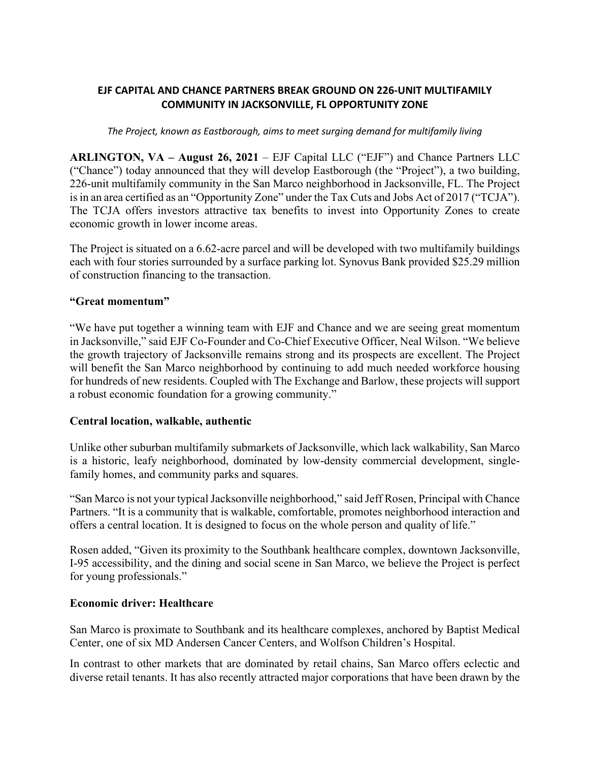# EJF CAPITAL AND CHANCE PARTNERS BREAK GROUND ON 226-UNIT MULTIFAMILY COMMUNITY IN JACKSONVILLE, FL OPPORTUNITY ZONE

*The Project, known as Eastborough, aims to meet surging demand for multifamily living*

**ARLINGTON, VA – August 26, 2021** – EJF Capital LLC ("EJF") and Chance Partners LLC ("Chance") today announced that they will develop Eastborough (the "Project"), a two building, 226-unit multifamily community in the San Marco neighborhood in Jacksonville, FL. The Project is in an area certified as an "Opportunity Zone" under the Tax Cuts and Jobs Act of 2017 ("TCJA"). The TCJA offers investors attractive tax benefits to invest into Opportunity Zones to create economic growth in lower income areas.

The Project is situated on a 6.62-acre parcel and will be developed with two multifamily buildings each with four stories surrounded by a surface parking lot. Synovus Bank provided $25.29 million of construction financing to the transaction.

## "Great momentum"

"We have put together a winning team with EJF and Chance and we are seeing great momentum in Jacksonville," said EJF Co-Founder and Co-Chief Executive Officer, Neal Wilson. "We believe the growth trajectory of Jacksonville remains strong and its prospects are excellent. The Project will benefit the San Marco neighborhood by continuing to add much needed workforce housing for hundreds of new residents. Coupled with The Exchange and Barlow, these projects will support a robust economic foundation for a growing community."

## Central location, walkable, authentic

Unlike other suburban multifamily submarkets of Jacksonville, which lack walkability, San Marco is a historic, leafy neighborhood, dominated by low-density commercial development, single-family homes, and community parks and squares.

"San Marco is not your typical Jacksonville neighborhood," said Jeff Rosen, Principal with Chance Partners. "It is a community that is walkable, comfortable, promotes neighborhood interaction and offers a central location. It is designed to focus on the whole person and quality of life."

Rosen added, "Given its proximity to the Southbank healthcare complex, downtown Jacksonville, I-95 accessibility, and the dining and social scene in San Marco, we believe the Project is perfect for young professionals."

## Economic driver: Healthcare

San Marco is proximate to Southbank and its healthcare complexes, anchored by Baptist Medical Center, one of six MD Andersen Cancer Centers, and Wolfson Children's Hospital.

In contrast to other markets that are dominated by retail chains, San Marco offers eclectic and diverse retail tenants. It has also recently attracted major corporations that have been drawn by the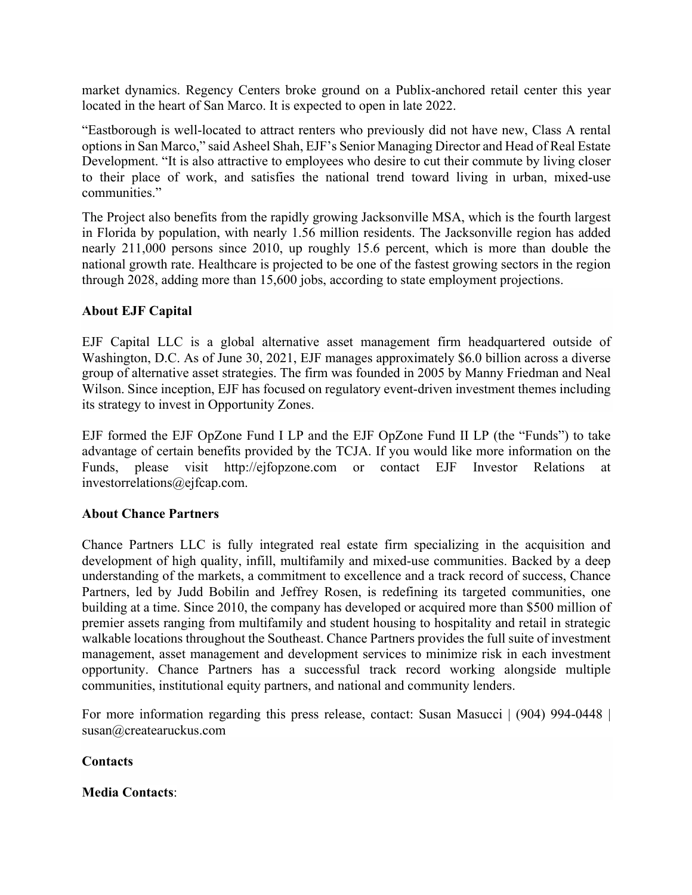market dynamics. Regency Centers broke ground on a Publix-anchored retail center this year located in the heart of San Marco. It is expected to open in late 2022.

"Eastborough is well-located to attract renters who previously did not have new, Class A rental options in San Marco," said Asheel Shah, EJF's Senior Managing Director and Head of Real Estate Development. "It is also attractive to employees who desire to cut their commute by living closer to their place of work, and satisfies the national trend toward living in urban, mixed-use communities."

The Project also benefits from the rapidly growing Jacksonville MSA, which is the fourth largest in Florida by population, with nearly 1.56 million residents. The Jacksonville region has added nearly 211,000 persons since 2010, up roughly 15.6 percent, which is more than double the national growth rate. Healthcare is projected to be one of the fastest growing sectors in the region through 2028, adding more than 15,600 jobs, according to state employment projections.

**About EJF Capital**

EJF Capital LLC is a global alternative asset management firm headquartered outside of Washington, D.C. As of June 30, 2021, EJF manages approximately $6.0 billion across a diverse group of alternative asset strategies. The firm was founded in 2005 by Manny Friedman and Neal Wilson. Since inception, EJF has focused on regulatory event-driven investment themes including its strategy to invest in Opportunity Zones.

EJF formed the EJF OpZone Fund I LP and the EJF OpZone Fund II LP (the "Funds") to take advantage of certain benefits provided by the TCJA. If you would like more information on the Funds, please visit http://ejfopzone.com or contact EJF Investor Relations at investorrelations@ejfcap.com.

**About Chance Partners**

Chance Partners LLC is fully integrated real estate firm specializing in the acquisition and development of high quality, infill, multifamily and mixed-use communities. Backed by a deep understanding of the markets, a commitment to excellence and a track record of success, Chance Partners, led by Judd Bobilin and Jeffrey Rosen, is redefining its targeted communities, one building at a time. Since 2010, the company has developed or acquired more than $500 million of premier assets ranging from multifamily and student housing to hospitality and retail in strategic walkable locations throughout the Southeast. Chance Partners provides the full suite of investment management, asset management and development services to minimize risk in each investment opportunity. Chance Partners has a successful track record working alongside multiple communities, institutional equity partners, and national and community lenders.

For more information regarding this press release, contact: Susan Masucci | (904) 994-0448 | susan@createaruckus.com

**Contacts**

**Media Contacts**: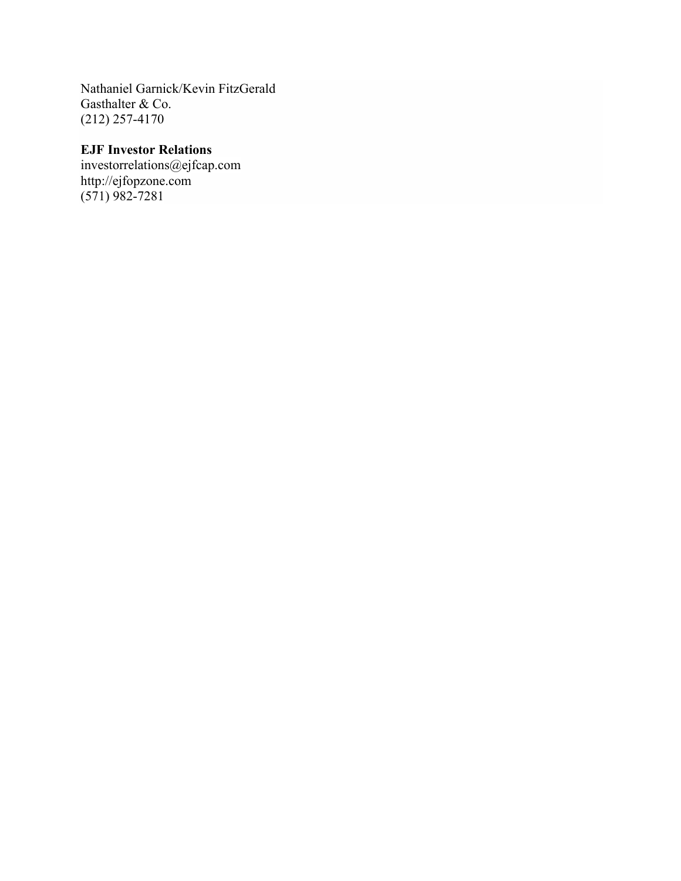Nathaniel Garnick/Kevin FitzGerald
Gasthalter & Co.
(212) 257-4170

**EJF Investor Relations**
investorrelations@ejfcap.com
http://ejfopzone.com
(571) 982-7281